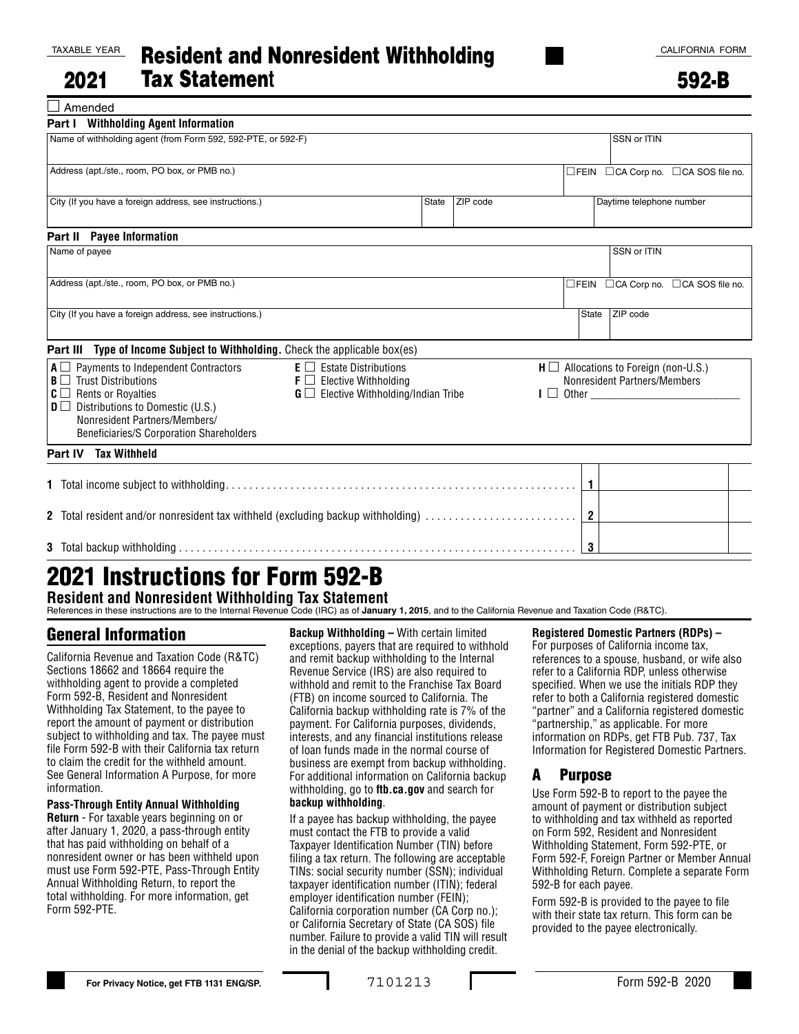TAXABLE YEAR

# 2021 Resident and Nonresident Withholding Tax Statement

CALIFORNIA FORM **592-B**

☐ Amended

**Part I Withholding Agent Information**

| Name of withholding agent (from Form 592, 592-PTE, or 592-F) | | | SSN or ITIN |
|---|---|---|---|
| Address (apt./ste., room, PO box, or PMB no.) | | | ☐FEIN ☐CA Corp no. ☐CA SOS file no. |
| City (If you have a foreign address, see instructions.) | State | ZIP code | Daytime telephone number |

**Part II Payee Information**

| Name of payee | | | SSN or ITIN |
|---|---|---|---|
| Address (apt./ste., room, PO box, or PMB no.) | | | ☐FEIN ☐CA Corp no. ☐CA SOS file no. |
| City (If you have a foreign address, see instructions.) | | State | ZIP code |

**Part III Type of Income Subject to Withholding.** Check the applicable box(es)

- **A** ☐ Payments to Independent Contractors
- **B** ☐ Trust Distributions
- **C** ☐ Rents or Royalties
- **D** ☐ Distributions to Domestic (U.S.) Nonresident Partners/Members/ Beneficiaries/S Corporation Shareholders
- **E** ☐ Estate Distributions
- **F** ☐ Elective Withholding
- **G** ☐ Elective Withholding/Indian Tribe
- **H** ☐ Allocations to Foreign (non-U.S.) Nonresident Partners/Members
- **I** ☐ Other ____________________

**Part IV Tax Withheld**

| | | |
|---|---|---|
| **1** Total income subject to withholding | **1** | |
| **2** Total resident and/or nonresident tax withheld (excluding backup withholding) | **2** | |
| **3** Total backup withholding | **3** | |

# 2021 Instructions for Form 592-B

**Resident and Nonresident Withholding Tax Statement**

References in these instructions are to the Internal Revenue Code (IRC) as of **January 1, 2015**, and to the California Revenue and Taxation Code (R&TC).

## General Information

California Revenue and Taxation Code (R&TC) Sections 18662 and 18664 require the withholding agent to provide a completed Form 592-B, Resident and Nonresident Withholding Tax Statement, to the payee to report the amount of payment or distribution subject to withholding and tax. The payee must file Form 592-B with their California tax return to claim the credit for the withheld amount. See General Information A Purpose, for more information.

**Pass-Through Entity Annual Withholding Return** - For taxable years beginning on or after January 1, 2020, a pass-through entity that has paid withholding on behalf of a nonresident owner or has been withheld upon must use Form 592-PTE, Pass-Through Entity Annual Withholding Return, to report the total withholding. For more information, get Form 592-PTE.

**Backup Withholding –** With certain limited exceptions, payers that are required to withhold and remit backup withholding to the Internal Revenue Service (IRS) are also required to withhold and remit to the Franchise Tax Board (FTB) on income sourced to California. The California backup withholding rate is 7% of the payment. For California purposes, dividends, interests, and any financial institutions release of loan funds made in the normal course of business are exempt from backup withholding. For additional information on California backup withholding, go to **ftb.ca.gov** and search for **backup withholding**.

If a payee has backup withholding, the payee must contact the FTB to provide a valid Taxpayer Identification Number (TIN) before filing a tax return. The following are acceptable TINs: social security number (SSN); individual taxpayer identification number (ITIN); federal employer identification number (FEIN); California corporation number (CA Corp no.); or California Secretary of State (CA SOS) file number. Failure to provide a valid TIN will result in the denial of the backup withholding credit.

**Registered Domestic Partners (RDPs) –** For purposes of California income tax, references to a spouse, husband, or wife also refer to a California RDP, unless otherwise specified. When we use the initials RDP they refer to both a California registered domestic "partner" and a California registered domestic "partnership," as applicable. For more information on RDPs, get FTB Pub. 737, Tax Information for Registered Domestic Partners.

## A Purpose

Use Form 592-B to report to the payee the amount of payment or distribution subject to withholding and tax withheld as reported on Form 592, Resident and Nonresident Withholding Statement, Form 592-PTE, or Form 592-F, Foreign Partner or Member Annual Withholding Return. Complete a separate Form 592-B for each payee.

Form 592-B is provided to the payee to file with their state tax return. This form can be provided to the payee electronically.

For Privacy Notice, get FTB 1131 ENG/SP.

7101213

Form 592-B 2020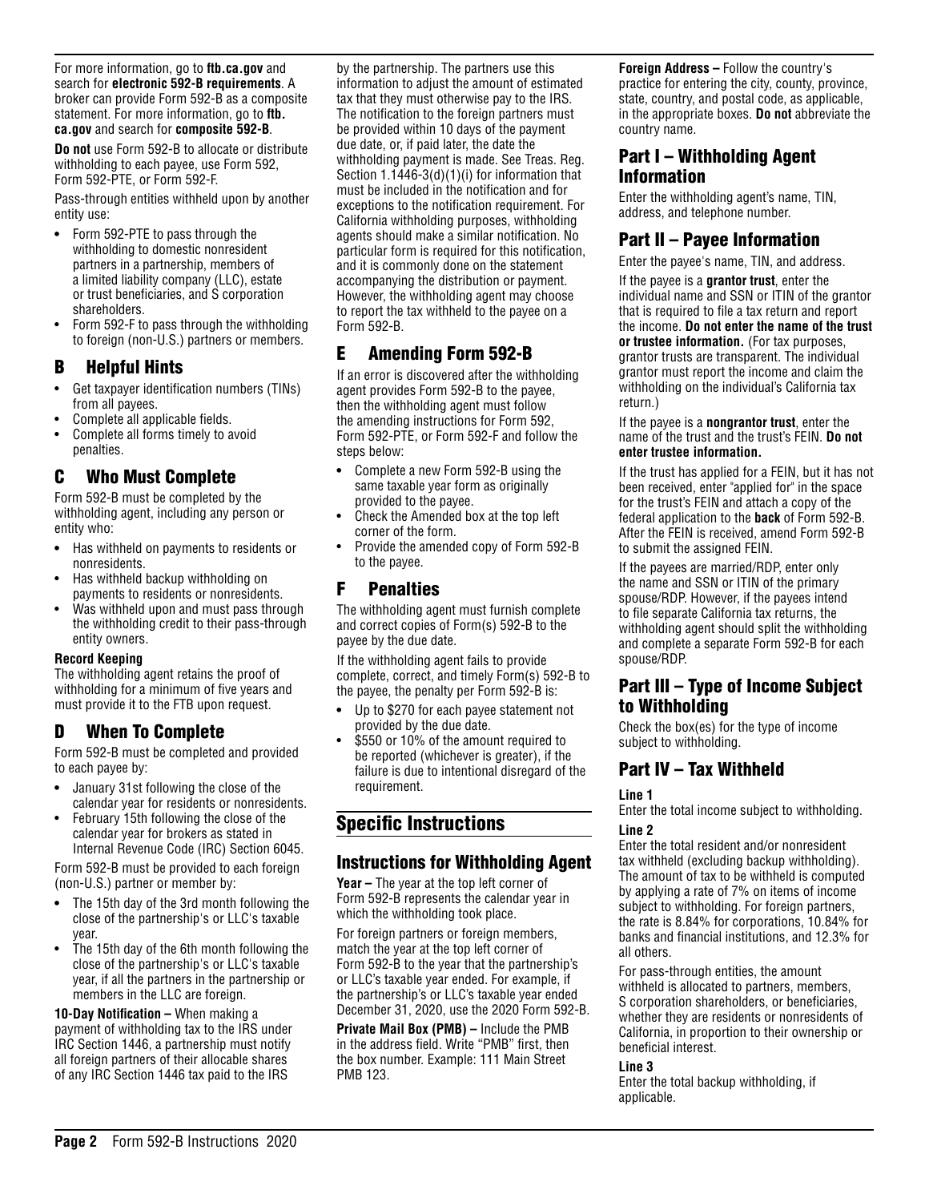For more information, go to **ftb.ca.gov** and search for **electronic 592-B requirements**. A broker can provide Form 592-B as a composite statement. For more information, go to **ftb.ca.gov** and search for **composite 592-B**.

**Do not** use Form 592-B to allocate or distribute withholding to each payee, use Form 592, Form 592-PTE, or Form 592-F.

Pass-through entities withheld upon by another entity use:

- Form 592-PTE to pass through the withholding to domestic nonresident partners in a partnership, members of a limited liability company (LLC), estate or trust beneficiaries, and S corporation shareholders.
- Form 592-F to pass through the withholding to foreign (non-U.S.) partners or members.

## B Helpful Hints

- Get taxpayer identification numbers (TINs) from all payees.
- Complete all applicable fields.
- Complete all forms timely to avoid penalties.

## C Who Must Complete

Form 592-B must be completed by the withholding agent, including any person or entity who:

- Has withheld on payments to residents or nonresidents.
- Has withheld backup withholding on payments to residents or nonresidents.
- Was withheld upon and must pass through the withholding credit to their pass-through entity owners.

**Record Keeping**
The withholding agent retains the proof of withholding for a minimum of five years and must provide it to the FTB upon request.

## D When To Complete

Form 592-B must be completed and provided to each payee by:

- January 31st following the close of the calendar year for residents or nonresidents.
- February 15th following the close of the calendar year for brokers as stated in Internal Revenue Code (IRC) Section 6045.

Form 592-B must be provided to each foreign (non-U.S.) partner or member by:

- The 15th day of the 3rd month following the close of the partnership's or LLC's taxable year.
- The 15th day of the 6th month following the close of the partnership's or LLC's taxable year, if all the partners in the partnership or members in the LLC are foreign.

**10-Day Notification –** When making a payment of withholding tax to the IRS under IRC Section 1446, a partnership must notify all foreign partners of their allocable shares of any IRC Section 1446 tax paid to the IRS by the partnership. The partners use this information to adjust the amount of estimated tax that they must otherwise pay to the IRS. The notification to the foreign partners must be provided within 10 days of the payment due date, or, if paid later, the date the withholding payment is made. See Treas. Reg. Section 1.1446-3(d)(1)(i) for information that must be included in the notification and for exceptions to the notification requirement. For California withholding purposes, withholding agents should make a similar notification. No particular form is required for this notification, and it is commonly done on the statement accompanying the distribution or payment. However, the withholding agent may choose to report the tax withheld to the payee on a Form 592-B.

## E Amending Form 592-B

If an error is discovered after the withholding agent provides Form 592-B to the payee, then the withholding agent must follow the amending instructions for Form 592, Form 592-PTE, or Form 592-F and follow the steps below:

- Complete a new Form 592-B using the same taxable year form as originally provided to the payee.
- Check the Amended box at the top left corner of the form.
- Provide the amended copy of Form 592-B to the payee.

## F Penalties

The withholding agent must furnish complete and correct copies of Form(s) 592-B to the payee by the due date.

If the withholding agent fails to provide complete, correct, and timely Form(s) 592-B to the payee, the penalty per Form 592-B is:

- Up to $270 for each payee statement not provided by the due date.
- $550 or 10% of the amount required to be reported (whichever is greater), if the failure is due to intentional disregard of the requirement.

# Specific Instructions

## Instructions for Withholding Agent

**Year –** The year at the top left corner of Form 592-B represents the calendar year in which the withholding took place.

For foreign partners or foreign members, match the year at the top left corner of Form 592-B to the year that the partnership's or LLC's taxable year ended. For example, if the partnership's or LLC's taxable year ended December 31, 2020, use the 2020 Form 592-B.

**Private Mail Box (PMB) –** Include the PMB in the address field. Write "PMB" first, then the box number. Example: 111 Main Street PMB 123.

**Foreign Address –** Follow the country's practice for entering the city, county, province, state, country, and postal code, as applicable, in the appropriate boxes. **Do not** abbreviate the country name.

## Part I – Withholding Agent Information

Enter the withholding agent's name, TIN, address, and telephone number.

## Part II – Payee Information

Enter the payee's name, TIN, and address.

If the payee is a **grantor trust**, enter the individual name and SSN or ITIN of the grantor that is required to file a tax return and report the income. **Do not enter the name of the trust or trustee information.** (For tax purposes, grantor trusts are transparent. The individual grantor must report the income and claim the withholding on the individual's California tax return.)

If the payee is a **nongrantor trust**, enter the name of the trust and the trust's FEIN. **Do not enter trustee information.**

If the trust has applied for a FEIN, but it has not been received, enter "applied for" in the space for the trust's FEIN and attach a copy of the federal application to the **back** of Form 592-B. After the FEIN is received, amend Form 592-B to submit the assigned FEIN.

If the payees are married/RDP, enter only the name and SSN or ITIN of the primary spouse/RDP. However, if the payees intend to file separate California tax returns, the withholding agent should split the withholding and complete a separate Form 592-B for each spouse/RDP.

## Part III – Type of Income Subject to Withholding

Check the box(es) for the type of income subject to withholding.

## Part IV – Tax Withheld

**Line 1**
Enter the total income subject to withholding.

**Line 2**
Enter the total resident and/or nonresident tax withheld (excluding backup withholding). The amount of tax to be withheld is computed by applying a rate of 7% on items of income subject to withholding. For foreign partners, the rate is 8.84% for corporations, 10.84% for banks and financial institutions, and 12.3% for all others.

For pass-through entities, the amount withheld is allocated to partners, members, S corporation shareholders, or beneficiaries, whether they are residents or nonresidents of California, in proportion to their ownership or beneficial interest.

**Line 3**
Enter the total backup withholding, if applicable.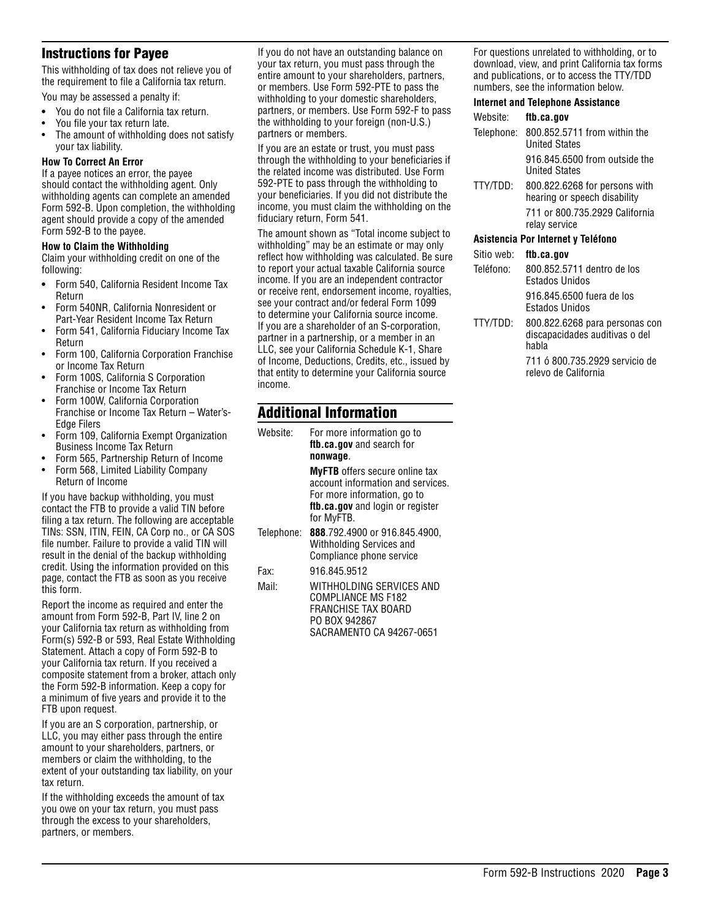## Instructions for Payee

This withholding of tax does not relieve you of the requirement to file a California tax return.

You may be assessed a penalty if:

- You do not file a California tax return.
- You file your tax return late.
- The amount of withholding does not satisfy your tax liability.

**How To Correct An Error**

If a payee notices an error, the payee should contact the withholding agent. Only withholding agents can complete an amended Form 592-B. Upon completion, the withholding agent should provide a copy of the amended Form 592-B to the payee.

**How to Claim the Withholding**

Claim your withholding credit on one of the following:

- Form 540, California Resident Income Tax Return
- Form 540NR, California Nonresident or Part-Year Resident Income Tax Return
- Form 541, California Fiduciary Income Tax Return
- Form 100, California Corporation Franchise or Income Tax Return
- Form 100S, California S Corporation Franchise or Income Tax Return
- Form 100W, California Corporation Franchise or Income Tax Return – Water's-Edge Filers
- Form 109, California Exempt Organization Business Income Tax Return
- Form 565, Partnership Return of Income
- Form 568, Limited Liability Company Return of Income

If you have backup withholding, you must contact the FTB to provide a valid TIN before filing a tax return. The following are acceptable TINs: SSN, ITIN, FEIN, CA Corp no., or CA SOS file number. Failure to provide a valid TIN will result in the denial of the backup withholding credit. Using the information provided on this page, contact the FTB as soon as you receive this form.

Report the income as required and enter the amount from Form 592-B, Part IV, line 2 on your California tax return as withholding from Form(s) 592-B or 593, Real Estate Withholding Statement. Attach a copy of Form 592-B to your California tax return. If you received a composite statement from a broker, attach only the Form 592-B information. Keep a copy for a minimum of five years and provide it to the FTB upon request.

If you are an S corporation, partnership, or LLC, you may either pass through the entire amount to your shareholders, partners, or members or claim the withholding, to the extent of your outstanding tax liability, on your tax return.

If the withholding exceeds the amount of tax you owe on your tax return, you must pass through the excess to your shareholders, partners, or members.

If you do not have an outstanding balance on your tax return, you must pass through the entire amount to your shareholders, partners, or members. Use Form 592-PTE to pass the withholding to your domestic shareholders, partners, or members. Use Form 592-F to pass the withholding to your foreign (non-U.S.) partners or members.

If you are an estate or trust, you must pass through the withholding to your beneficiaries if the related income was distributed. Use Form 592-PTE to pass through the withholding to your beneficiaries. If you did not distribute the income, you must claim the withholding on the fiduciary return, Form 541.

The amount shown as "Total income subject to withholding" may be an estimate or may only reflect how withholding was calculated. Be sure to report your actual taxable California source income. If you are an independent contractor or receive rent, endorsement income, royalties, see your contract and/or federal Form 1099 to determine your California source income. If you are a shareholder of an S-corporation, partner in a partnership, or a member in an LLC, see your California Schedule K-1, Share of Income, Deductions, Credits, etc., issued by that entity to determine your California source income.

## Additional Information

| | |
|---|---|
| Website: | For more information go to **ftb.ca.gov** and search for **nonwage**. |
| | **MyFTB** offers secure online tax account information and services. For more information, go to **ftb.ca.gov** and login or register for MyFTB. |
| Telephone: | **888**.792.4900 or 916.845.4900, Withholding Services and Compliance phone service |
| Fax: | 916.845.9512 |
| Mail: | WITHHOLDING SERVICES AND COMPLIANCE MS F182<br>FRANCHISE TAX BOARD<br>PO BOX 942867<br>SACRAMENTO CA 94267-0651 |

For questions unrelated to withholding, or to download, view, and print California tax forms and publications, or to access the TTY/TDD numbers, see the information below.

**Internet and Telephone Assistance**

| | |
|---|---|
| Website: | **ftb.ca.gov** |
| Telephone: | 800.852.5711 from within the United States |
| | 916.845.6500 from outside the United States |
| TTY/TDD: | 800.822.6268 for persons with hearing or speech disability |
| | 711 or 800.735.2929 California relay service |

**Asistencia Por Internet y Teléfono**

| | |
|---|---|
| Sitio web: | **ftb.ca.gov** |
| Teléfono: | 800.852.5711 dentro de los Estados Unidos |
| | 916.845.6500 fuera de los Estados Unidos |
| TTY/TDD: | 800.822.6268 para personas con discapacidades auditivas o del habla |
| | 711 ó 800.735.2929 servicio de relevo de California |